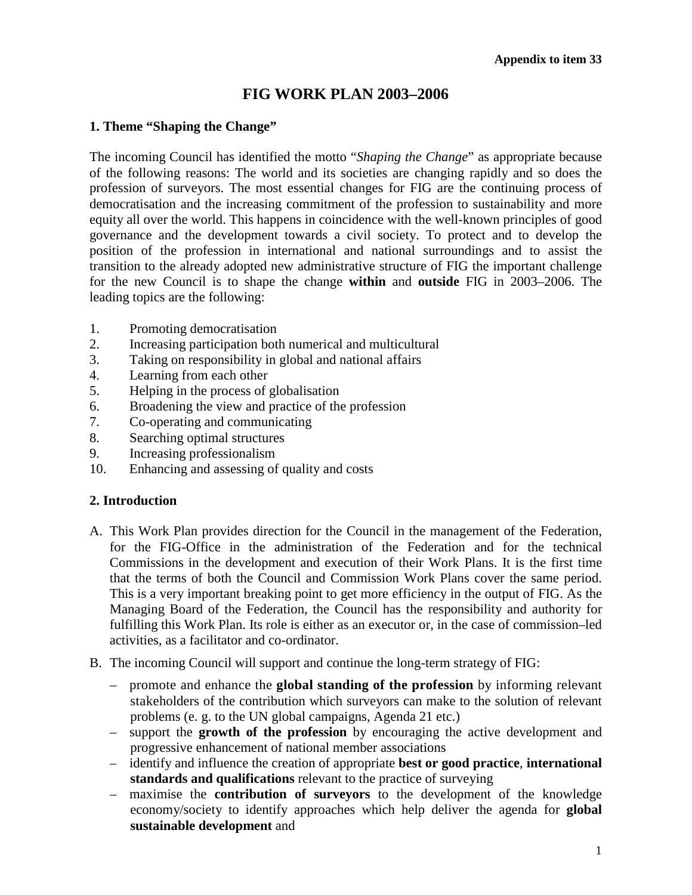**Appendix to item 33**

# FIG WORK PLAN 2003–2006

## 1. Theme "Shaping the Change"

The incoming Council has identified the motto "*Shaping the Change*" as appropriate because of the following reasons: The world and its societies are changing rapidly and so does the profession of surveyors. The most essential changes for FIG are the continuing process of democratisation and the increasing commitment of the profession to sustainability and more equity all over the world. This happens in coincidence with the well-known principles of good governance and the development towards a civil society. To protect and to develop the position of the profession in international and national surroundings and to assist the transition to the already adopted new administrative structure of FIG the important challenge for the new Council is to shape the change **within** and **outside** FIG in 2003–2006. The leading topics are the following:

1. Promoting democratisation
2. Increasing participation both numerical and multicultural
3. Taking on responsibility in global and national affairs
4. Learning from each other
5. Helping in the process of globalisation
6. Broadening the view and practice of the profession
7. Co-operating and communicating
8. Searching optimal structures
9. Increasing professionalism
10. Enhancing and assessing of quality and costs

## 2. Introduction

A. This Work Plan provides direction for the Council in the management of the Federation, for the FIG-Office in the administration of the Federation and for the technical Commissions in the development and execution of their Work Plans. It is the first time that the terms of both the Council and Commission Work Plans cover the same period. This is a very important breaking point to get more efficiency in the output of FIG. As the Managing Board of the Federation, the Council has the responsibility and authority for fulfilling this Work Plan. Its role is either as an executor or, in the case of commission–led activities, as a facilitator and co-ordinator.

B. The incoming Council will support and continue the long-term strategy of FIG:

   - promote and enhance the **global standing of the profession** by informing relevant stakeholders of the contribution which surveyors can make to the solution of relevant problems (e. g. to the UN global campaigns, Agenda 21 etc.)
   - support the **growth of the profession** by encouraging the active development and progressive enhancement of national member associations
   - identify and influence the creation of appropriate **best or good practice**, **international standards and qualifications** relevant to the practice of surveying
   - maximise the **contribution of surveyors** to the development of the knowledge economy/society to identify approaches which help deliver the agenda for **global sustainable development** and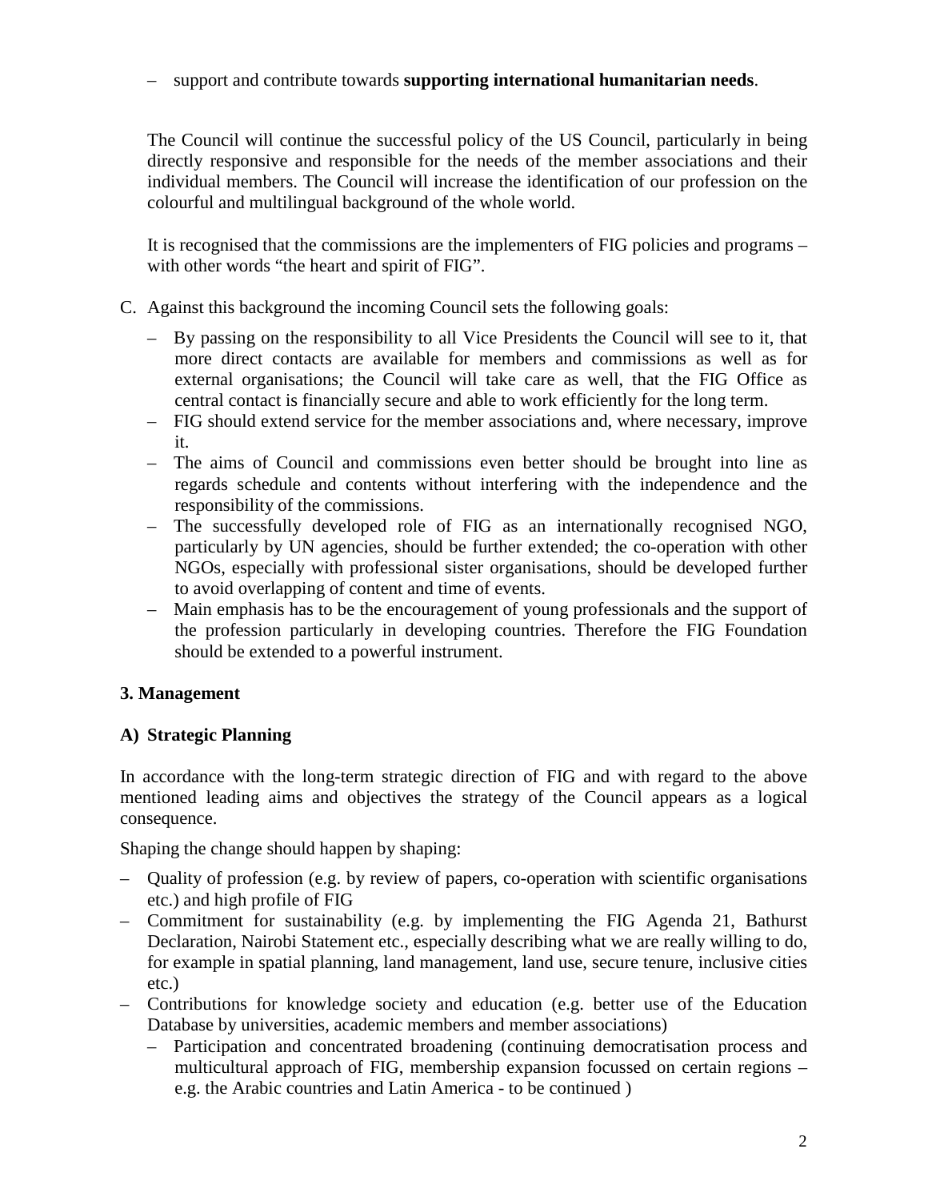– support and contribute towards **supporting international humanitarian needs**.

The Council will continue the successful policy of the US Council, particularly in being directly responsive and responsible for the needs of the member associations and their individual members. The Council will increase the identification of our profession on the colourful and multilingual background of the whole world.

It is recognised that the commissions are the implementers of FIG policies and programs – with other words "the heart and spirit of FIG".

C. Against this background the incoming Council sets the following goals:

   – By passing on the responsibility to all Vice Presidents the Council will see to it, that more direct contacts are available for members and commissions as well as for external organisations; the Council will take care as well, that the FIG Office as central contact is financially secure and able to work efficiently for the long term.
   – FIG should extend service for the member associations and, where necessary, improve it.
   – The aims of Council and commissions even better should be brought into line as regards schedule and contents without interfering with the independence and the responsibility of the commissions.
   – The successfully developed role of FIG as an internationally recognised NGO, particularly by UN agencies, should be further extended; the co-operation with other NGOs, especially with professional sister organisations, should be developed further to avoid overlapping of content and time of events.
   – Main emphasis has to be the encouragement of young professionals and the support of the profession particularly in developing countries. Therefore the FIG Foundation should be extended to a powerful instrument.

### 3. Management

### A) Strategic Planning

In accordance with the long-term strategic direction of FIG and with regard to the above mentioned leading aims and objectives the strategy of the Council appears as a logical consequence.

Shaping the change should happen by shaping:

– Quality of profession (e.g. by review of papers, co-operation with scientific organisations etc.) and high profile of FIG
– Commitment for sustainability (e.g. by implementing the FIG Agenda 21, Bathurst Declaration, Nairobi Statement etc., especially describing what we are really willing to do, for example in spatial planning, land management, land use, secure tenure, inclusive cities etc.)
– Contributions for knowledge society and education (e.g. better use of the Education Database by universities, academic members and member associations)
   – Participation and concentrated broadening (continuing democratisation process and multicultural approach of FIG, membership expansion focussed on certain regions – e.g. the Arabic countries and Latin America - to be continued )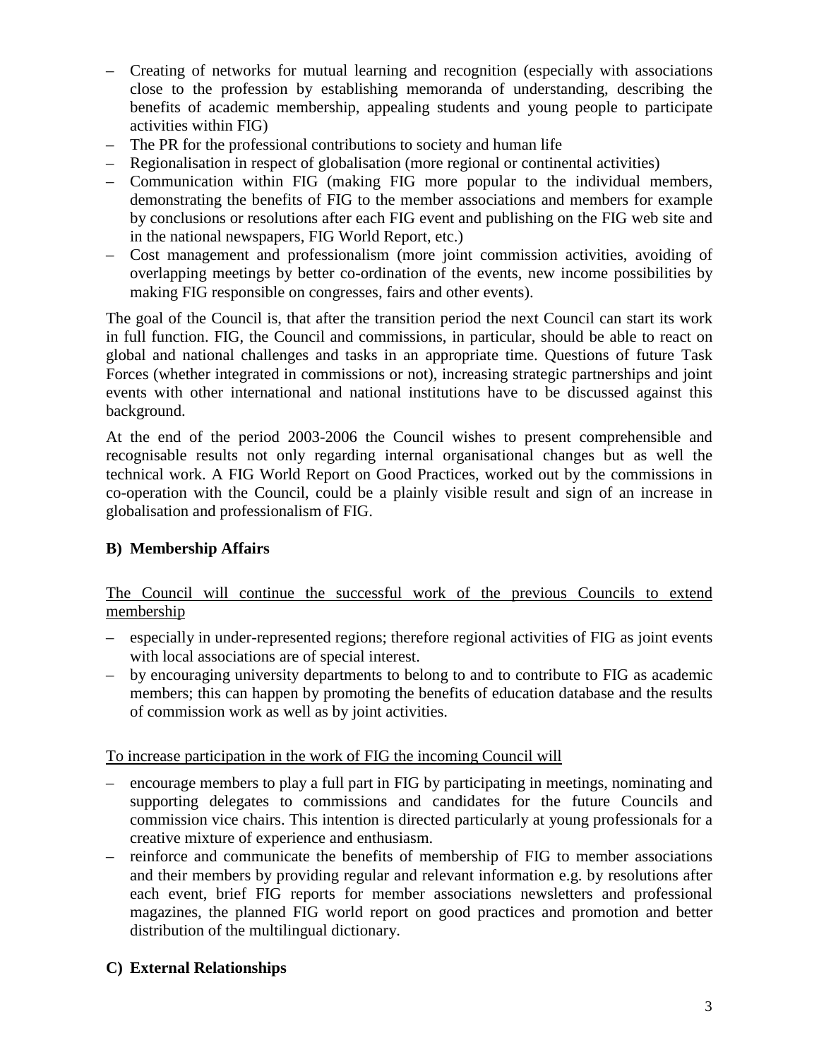- Creating of networks for mutual learning and recognition (especially with associations close to the profession by establishing memoranda of understanding, describing the benefits of academic membership, appealing students and young people to participate activities within FIG)
- The PR for the professional contributions to society and human life
- Regionalisation in respect of globalisation (more regional or continental activities)
- Communication within FIG (making FIG more popular to the individual members, demonstrating the benefits of FIG to the member associations and members for example by conclusions or resolutions after each FIG event and publishing on the FIG web site and in the national newspapers, FIG World Report, etc.)
- Cost management and professionalism (more joint commission activities, avoiding of overlapping meetings by better co-ordination of the events, new income possibilities by making FIG responsible on congresses, fairs and other events).

The goal of the Council is, that after the transition period the next Council can start its work in full function. FIG, the Council and commissions, in particular, should be able to react on global and national challenges and tasks in an appropriate time. Questions of future Task Forces (whether integrated in commissions or not), increasing strategic partnerships and joint events with other international and national institutions have to be discussed against this background.

At the end of the period 2003-2006 the Council wishes to present comprehensible and recognisable results not only regarding internal organisational changes but as well the technical work. A FIG World Report on Good Practices, worked out by the commissions in co-operation with the Council, could be a plainly visible result and sign of an increase in globalisation and professionalism of FIG.

## B) Membership Affairs

<u>The Council will continue the successful work of the previous Councils to extend membership</u>

- especially in under-represented regions; therefore regional activities of FIG as joint events with local associations are of special interest.
- by encouraging university departments to belong to and to contribute to FIG as academic members; this can happen by promoting the benefits of education database and the results of commission work as well as by joint activities.

<u>To increase participation in the work of FIG the incoming Council will</u>

- encourage members to play a full part in FIG by participating in meetings, nominating and supporting delegates to commissions and candidates for the future Councils and commission vice chairs. This intention is directed particularly at young professionals for a creative mixture of experience and enthusiasm.
- reinforce and communicate the benefits of membership of FIG to member associations and their members by providing regular and relevant information e.g. by resolutions after each event, brief FIG reports for member associations newsletters and professional magazines, the planned FIG world report on good practices and promotion and better distribution of the multilingual dictionary.

## C) External Relationships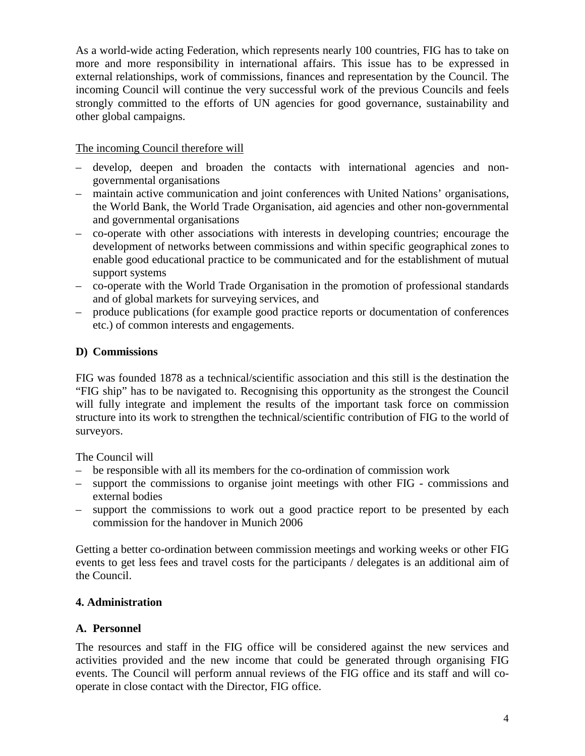As a world-wide acting Federation, which represents nearly 100 countries, FIG has to take on more and more responsibility in international affairs. This issue has to be expressed in external relationships, work of commissions, finances and representation by the Council. The incoming Council will continue the very successful work of the previous Councils and feels strongly committed to the efforts of UN agencies for good governance, sustainability and other global campaigns.

<u>The incoming Council therefore will</u>

- develop, deepen and broaden the contacts with international agencies and non-governmental organisations
- maintain active communication and joint conferences with United Nations' organisations, the World Bank, the World Trade Organisation, aid agencies and other non-governmental and governmental organisations
- co-operate with other associations with interests in developing countries; encourage the development of networks between commissions and within specific geographical zones to enable good educational practice to be communicated and for the establishment of mutual support systems
- co-operate with the World Trade Organisation in the promotion of professional standards and of global markets for surveying services, and
- produce publications (for example good practice reports or documentation of conferences etc.) of common interests and engagements.

### D) Commissions

FIG was founded 1878 as a technical/scientific association and this still is the destination the "FIG ship" has to be navigated to. Recognising this opportunity as the strongest the Council will fully integrate and implement the results of the important task force on commission structure into its work to strengthen the technical/scientific contribution of FIG to the world of surveyors.

The Council will

- be responsible with all its members for the co-ordination of commission work
- support the commissions to organise joint meetings with other FIG - commissions and external bodies
- support the commissions to work out a good practice report to be presented by each commission for the handover in Munich 2006

Getting a better co-ordination between commission meetings and working weeks or other FIG events to get less fees and travel costs for the participants / delegates is an additional aim of the Council.

## 4. Administration

### A. Personnel

The resources and staff in the FIG office will be considered against the new services and activities provided and the new income that could be generated through organising FIG events. The Council will perform annual reviews of the FIG office and its staff and will co-operate in close contact with the Director, FIG office.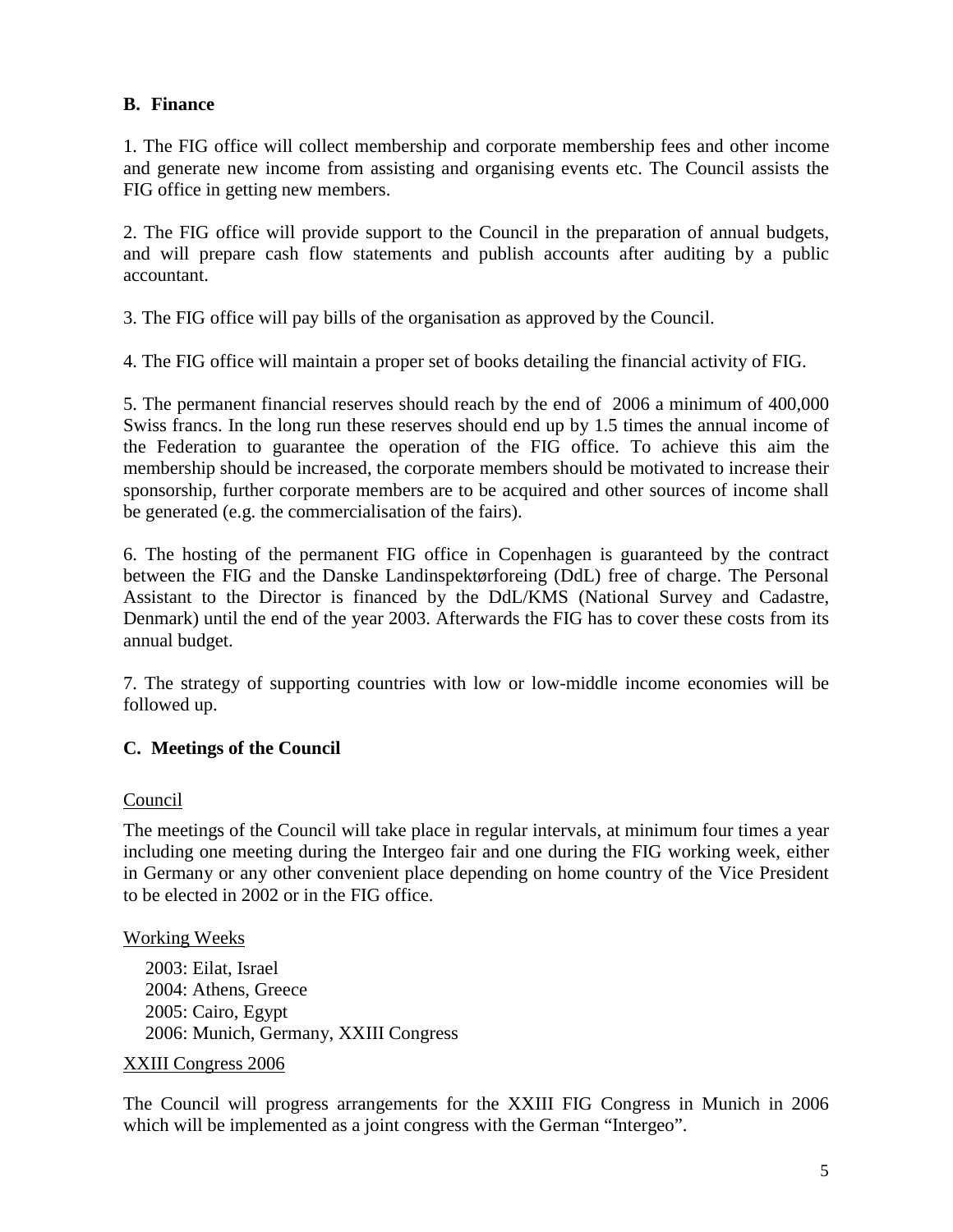## B. Finance

1. The FIG office will collect membership and corporate membership fees and other income and generate new income from assisting and organising events etc. The Council assists the FIG office in getting new members.

2. The FIG office will provide support to the Council in the preparation of annual budgets, and will prepare cash flow statements and publish accounts after auditing by a public accountant.

3. The FIG office will pay bills of the organisation as approved by the Council.

4. The FIG office will maintain a proper set of books detailing the financial activity of FIG.

5. The permanent financial reserves should reach by the end of 2006 a minimum of 400,000 Swiss francs. In the long run these reserves should end up by 1.5 times the annual income of the Federation to guarantee the operation of the FIG office. To achieve this aim the membership should be increased, the corporate members should be motivated to increase their sponsorship, further corporate members are to be acquired and other sources of income shall be generated (e.g. the commercialisation of the fairs).

6. The hosting of the permanent FIG office in Copenhagen is guaranteed by the contract between the FIG and the Danske Landinspektørforeing (DdL) free of charge. The Personal Assistant to the Director is financed by the DdL/KMS (National Survey and Cadastre, Denmark) until the end of the year 2003. Afterwards the FIG has to cover these costs from its annual budget.

7. The strategy of supporting countries with low or low-middle income economies will be followed up.

## C. Meetings of the Council

Council

The meetings of the Council will take place in regular intervals, at minimum four times a year including one meeting during the Intergeo fair and one during the FIG working week, either in Germany or any other convenient place depending on home country of the Vice President to be elected in 2002 or in the FIG office.

Working Weeks

2003: Eilat, Israel
2004: Athens, Greece
2005: Cairo, Egypt
2006: Munich, Germany, XXIII Congress

XXIII Congress 2006

The Council will progress arrangements for the XXIII FIG Congress in Munich in 2006 which will be implemented as a joint congress with the German "Intergeo".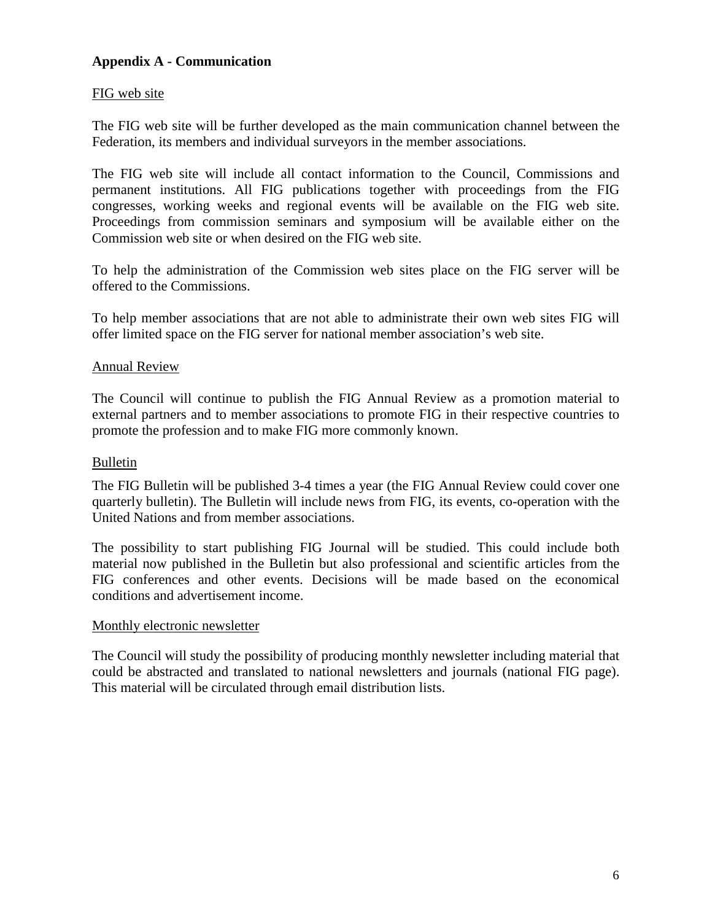## Appendix A - Communication

### FIG web site

The FIG web site will be further developed as the main communication channel between the Federation, its members and individual surveyors in the member associations.

The FIG web site will include all contact information to the Council, Commissions and permanent institutions. All FIG publications together with proceedings from the FIG congresses, working weeks and regional events will be available on the FIG web site. Proceedings from commission seminars and symposium will be available either on the Commission web site or when desired on the FIG web site.

To help the administration of the Commission web sites place on the FIG server will be offered to the Commissions.

To help member associations that are not able to administrate their own web sites FIG will offer limited space on the FIG server for national member association's web site.

### Annual Review

The Council will continue to publish the FIG Annual Review as a promotion material to external partners and to member associations to promote FIG in their respective countries to promote the profession and to make FIG more commonly known.

### Bulletin

The FIG Bulletin will be published 3-4 times a year (the FIG Annual Review could cover one quarterly bulletin). The Bulletin will include news from FIG, its events, co-operation with the United Nations and from member associations.

The possibility to start publishing FIG Journal will be studied. This could include both material now published in the Bulletin but also professional and scientific articles from the FIG conferences and other events. Decisions will be made based on the economical conditions and advertisement income.

### Monthly electronic newsletter

The Council will study the possibility of producing monthly newsletter including material that could be abstracted and translated to national newsletters and journals (national FIG page). This material will be circulated through email distribution lists.